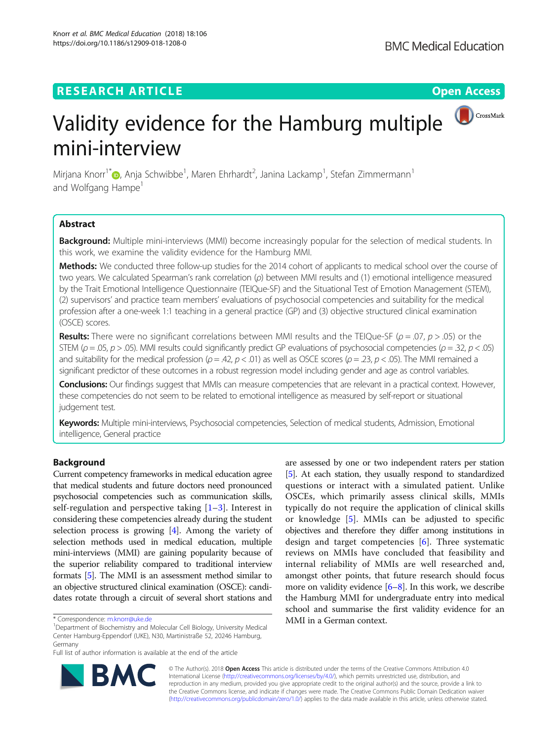RESEARCH ARTICLE

Open Access

# Validity evidence for the Hamburg multiple mini-interview

Mirjana Knorr[1*], Anja Schwibbe[1], Maren Ehrhardt[2], Janina Lackamp[1], Stefan Zimmermann[1] and Wolfgang Hampe[1]

## Abstract

**Background:** Multiple mini-interviews (MMI) become increasingly popular for the selection of medical students. In this work, we examine the validity evidence for the Hamburg MMI.

**Methods:** We conducted three follow-up studies for the 2014 cohort of applicants to medical school over the course of two years. We calculated Spearman's rank correlation ($\rho$) between MMI results and (1) emotional intelligence measured by the Trait Emotional Intelligence Questionnaire (TEIQue-SF) and the Situational Test of Emotion Management (STEM), (2) supervisors' and practice team members' evaluations of psychosocial competencies and suitability for the medical profession after a one-week 1:1 teaching in a general practice (GP) and (3) objective structured clinical examination (OSCE) scores.

**Results:** There were no significant correlations between MMI results and the TEIQue-SF ($\rho = .07$, $p > .05$) or the STEM ($\rho = .05$, $p > .05$). MMI results could significantly predict GP evaluations of psychosocial competencies ($\rho = .32$, $p < .05$) and suitability for the medical profession ($\rho = .42$, $p < .01$) as well as OSCE scores ($\rho = .23$, $p < .05$). The MMI remained a significant predictor of these outcomes in a robust regression model including gender and age as control variables.

**Conclusions:** Our findings suggest that MMIs can measure competencies that are relevant in a practical context. However, these competencies do not seem to be related to emotional intelligence as measured by self-report or situational judgement test.

**Keywords:** Multiple mini-interviews, Psychosocial competencies, Selection of medical students, Admission, Emotional intelligence, General practice

## Background

Current competency frameworks in medical education agree that medical students and future doctors need pronounced psychosocial competencies such as communication skills, self-regulation and perspective taking [1–3]. Interest in considering these competencies already during the student selection process is growing [4]. Among the variety of selection methods used in medical education, multiple mini-interviews (MMI) are gaining popularity because of the superior reliability compared to traditional interview formats [5]. The MMI is an assessment method similar to an objective structured clinical examination (OSCE): candidates rotate through a circuit of several short stations and are assessed by one or two independent raters per station [5]. At each station, they usually respond to standardized questions or interact with a simulated patient. Unlike OSCEs, which primarily assess clinical skills, MMIs typically do not require the application of clinical skills or knowledge [5]. MMIs can be adjusted to specific objectives and therefore they differ among institutions in design and target competencies [6]. Three systematic reviews on MMIs have concluded that feasibility and internal reliability of MMIs are well researched and, amongst other points, that future research should focus more on validity evidence [6–8]. In this work, we describe the Hamburg MMI for undergraduate entry into medical school and summarise the first validity evidence for an MMI in a German context.

\* Correspondence: m.knorr@uke.de

[1]Department of Biochemistry and Molecular Cell Biology, University Medical Center Hamburg-Eppendorf (UKE), N30, Martinistraße 52, 20246 Hamburg, Germany

Full list of author information is available at the end of the article

© The Author(s). 2018 **Open Access** This article is distributed under the terms of the Creative Commons Attribution 4.0 International License (http://creativecommons.org/licenses/by/4.0/), which permits unrestricted use, distribution, and reproduction in any medium, provided you give appropriate credit to the original author(s) and the source, provide a link to the Creative Commons license, and indicate if changes were made. The Creative Commons Public Domain Dedication waiver (http://creativecommons.org/publicdomain/zero/1.0/) applies to the data made available in this article, unless otherwise stated.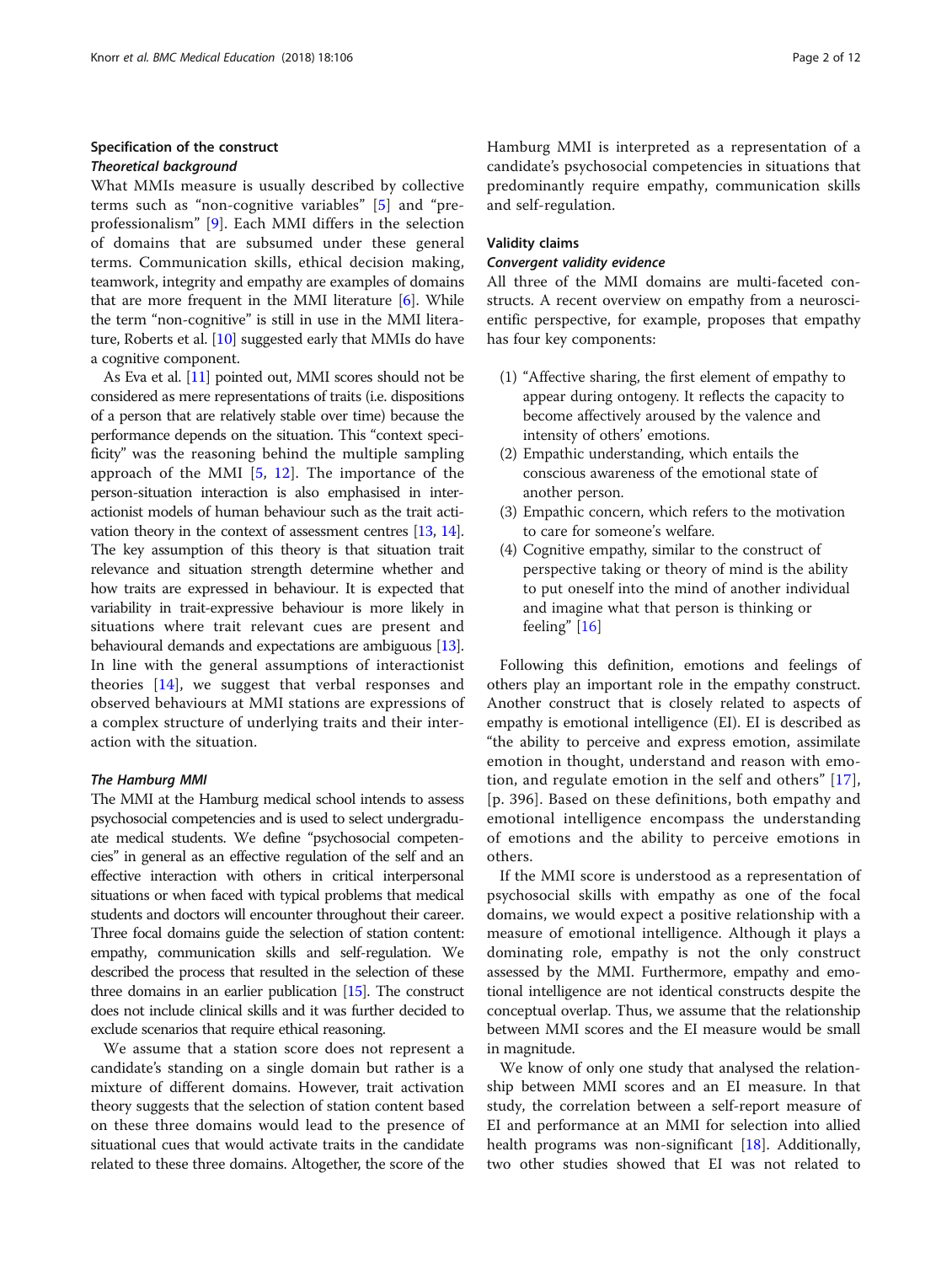### Specification of the construct

#### *Theoretical background*

What MMIs measure is usually described by collective terms such as "non-cognitive variables" [5] and "pre-professionalism" [9]. Each MMI differs in the selection of domains that are subsumed under these general terms. Communication skills, ethical decision making, teamwork, integrity and empathy are examples of domains that are more frequent in the MMI literature [6]. While the term "non-cognitive" is still in use in the MMI literature, Roberts et al. [10] suggested early that MMIs do have a cognitive component.

As Eva et al. [11] pointed out, MMI scores should not be considered as mere representations of traits (i.e. dispositions of a person that are relatively stable over time) because the performance depends on the situation. This "context specificity" was the reasoning behind the multiple sampling approach of the MMI [5, 12]. The importance of the person-situation interaction is also emphasised in interactionist models of human behaviour such as the trait activation theory in the context of assessment centres [13, 14]. The key assumption of this theory is that situation trait relevance and situation strength determine whether and how traits are expressed in behaviour. It is expected that variability in trait-expressive behaviour is more likely in situations where trait relevant cues are present and behavioural demands and expectations are ambiguous [13]. In line with the general assumptions of interactionist theories [14], we suggest that verbal responses and observed behaviours at MMI stations are expressions of a complex structure of underlying traits and their interaction with the situation.

#### *The Hamburg MMI*

The MMI at the Hamburg medical school intends to assess psychosocial competencies and is used to select undergraduate medical students. We define "psychosocial competencies" in general as an effective regulation of the self and an effective interaction with others in critical interpersonal situations or when faced with typical problems that medical students and doctors will encounter throughout their career. Three focal domains guide the selection of station content: empathy, communication skills and self-regulation. We described the process that resulted in the selection of these three domains in an earlier publication [15]. The construct does not include clinical skills and it was further decided to exclude scenarios that require ethical reasoning.

We assume that a station score does not represent a candidate's standing on a single domain but rather is a mixture of different domains. However, trait activation theory suggests that the selection of station content based on these three domains would lead to the presence of situational cues that would activate traits in the candidate related to these three domains. Altogether, the score of the Hamburg MMI is interpreted as a representation of a candidate's psychosocial competencies in situations that predominantly require empathy, communication skills and self-regulation.

### Validity claims

#### *Convergent validity evidence*

All three of the MMI domains are multi-faceted constructs. A recent overview on empathy from a neuroscientific perspective, for example, proposes that empathy has four key components:

(1) "Affective sharing, the first element of empathy to appear during ontogeny. It reflects the capacity to become affectively aroused by the valence and intensity of others' emotions.
(2) Empathic understanding, which entails the conscious awareness of the emotional state of another person.
(3) Empathic concern, which refers to the motivation to care for someone's welfare.
(4) Cognitive empathy, similar to the construct of perspective taking or theory of mind is the ability to put oneself into the mind of another individual and imagine what that person is thinking or feeling" [16]

Following this definition, emotions and feelings of others play an important role in the empathy construct. Another construct that is closely related to aspects of empathy is emotional intelligence (EI). EI is described as "the ability to perceive and express emotion, assimilate emotion in thought, understand and reason with emotion, and regulate emotion in the self and others" [17], [p. 396]. Based on these definitions, both empathy and emotional intelligence encompass the understanding of emotions and the ability to perceive emotions in others.

If the MMI score is understood as a representation of psychosocial skills with empathy as one of the focal domains, we would expect a positive relationship with a measure of emotional intelligence. Although it plays a dominating role, empathy is not the only construct assessed by the MMI. Furthermore, empathy and emotional intelligence are not identical constructs despite the conceptual overlap. Thus, we assume that the relationship between MMI scores and the EI measure would be small in magnitude.

We know of only one study that analysed the relationship between MMI scores and an EI measure. In that study, the correlation between a self-report measure of EI and performance at an MMI for selection into allied health programs was non-significant [18]. Additionally, two other studies showed that EI was not related to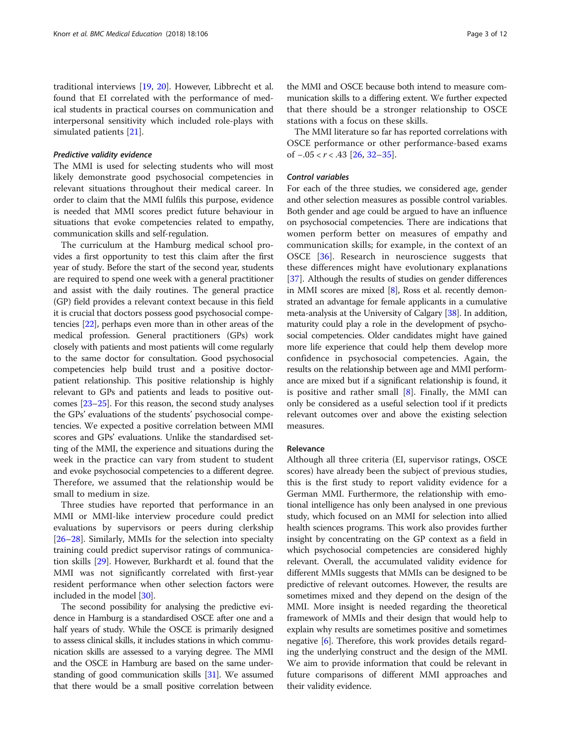traditional interviews [19, 20]. However, Libbrecht et al. found that EI correlated with the performance of medical students in practical courses on communication and interpersonal sensitivity which included role-plays with simulated patients [21].

#### *Predictive validity evidence*

The MMI is used for selecting students who will most likely demonstrate good psychosocial competencies in relevant situations throughout their medical career. In order to claim that the MMI fulfils this purpose, evidence is needed that MMI scores predict future behaviour in situations that evoke competencies related to empathy, communication skills and self-regulation.

The curriculum at the Hamburg medical school provides a first opportunity to test this claim after the first year of study. Before the start of the second year, students are required to spend one week with a general practitioner and assist with the daily routines. The general practice (GP) field provides a relevant context because in this field it is crucial that doctors possess good psychosocial competencies [22], perhaps even more than in other areas of the medical profession. General practitioners (GPs) work closely with patients and most patients will come regularly to the same doctor for consultation. Good psychosocial competencies help build trust and a positive doctor-patient relationship. This positive relationship is highly relevant to GPs and patients and leads to positive outcomes [23–25]. For this reason, the second study analyses the GPs' evaluations of the students' psychosocial competencies. We expected a positive correlation between MMI scores and GPs' evaluations. Unlike the standardised setting of the MMI, the experience and situations during the week in the practice can vary from student to student and evoke psychosocial competencies to a different degree. Therefore, we assumed that the relationship would be small to medium in size.

Three studies have reported that performance in an MMI or MMI-like interview procedure could predict evaluations by supervisors or peers during clerkship [26–28]. Similarly, MMIs for the selection into specialty training could predict supervisor ratings of communication skills [29]. However, Burkhardt et al. found that the MMI was not significantly correlated with first-year resident performance when other selection factors were included in the model [30].

The second possibility for analysing the predictive evidence in Hamburg is a standardised OSCE after one and a half years of study. While the OSCE is primarily designed to assess clinical skills, it includes stations in which communication skills are assessed to a varying degree. The MMI and the OSCE in Hamburg are based on the same understanding of good communication skills [31]. We assumed that there would be a small positive correlation between the MMI and OSCE because both intend to measure communication skills to a differing extent. We further expected that there should be a stronger relationship to OSCE stations with a focus on these skills.

The MMI literature so far has reported correlations with OSCE performance or other performance-based exams of $-.05 < r < .43$ [26, 32–35].

#### *Control variables*

For each of the three studies, we considered age, gender and other selection measures as possible control variables. Both gender and age could be argued to have an influence on psychosocial competencies. There are indications that women perform better on measures of empathy and communication skills; for example, in the context of an OSCE [36]. Research in neuroscience suggests that these differences might have evolutionary explanations [37]. Although the results of studies on gender differences in MMI scores are mixed [8], Ross et al. recently demonstrated an advantage for female applicants in a cumulative meta-analysis at the University of Calgary [38]. In addition, maturity could play a role in the development of psychosocial competencies. Older candidates might have gained more life experience that could help them develop more confidence in psychosocial competencies. Again, the results on the relationship between age and MMI performance are mixed but if a significant relationship is found, it is positive and rather small [8]. Finally, the MMI can only be considered as a useful selection tool if it predicts relevant outcomes over and above the existing selection measures.

### Relevance

Although all three criteria (EI, supervisor ratings, OSCE scores) have already been the subject of previous studies, this is the first study to report validity evidence for a German MMI. Furthermore, the relationship with emotional intelligence has only been analysed in one previous study, which focused on an MMI for selection into allied health sciences programs. This work also provides further insight by concentrating on the GP context as a field in which psychosocial competencies are considered highly relevant. Overall, the accumulated validity evidence for different MMIs suggests that MMIs can be designed to be predictive of relevant outcomes. However, the results are sometimes mixed and they depend on the design of the MMI. More insight is needed regarding the theoretical framework of MMIs and their design that would help to explain why results are sometimes positive and sometimes negative [6]. Therefore, this work provides details regarding the underlying construct and the design of the MMI. We aim to provide information that could be relevant in future comparisons of different MMI approaches and their validity evidence.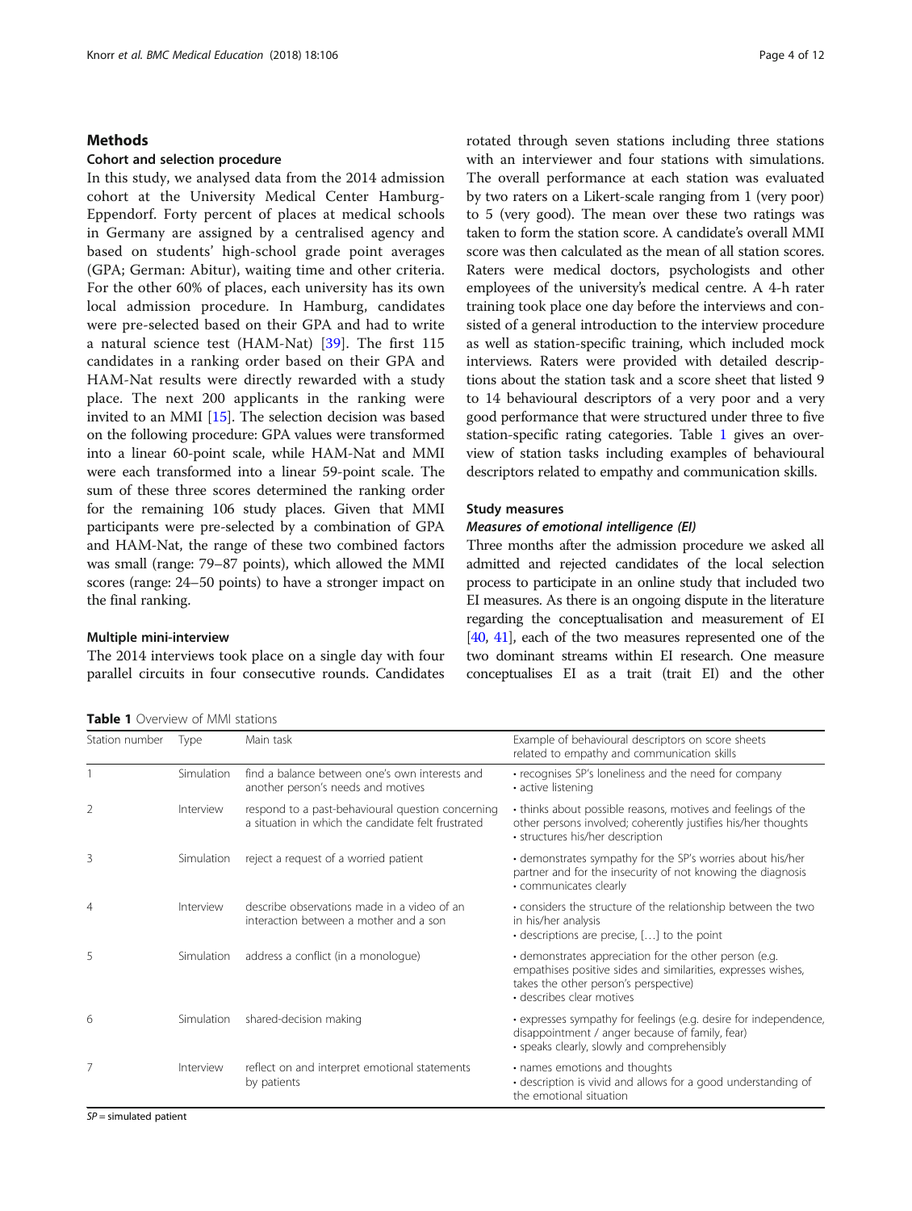## Methods

### Cohort and selection procedure

In this study, we analysed data from the 2014 admission cohort at the University Medical Center Hamburg-Eppendorf. Forty percent of places at medical schools in Germany are assigned by a centralised agency and based on students' high-school grade point averages (GPA; German: Abitur), waiting time and other criteria. For the other 60% of places, each university has its own local admission procedure. In Hamburg, candidates were pre-selected based on their GPA and had to write a natural science test (HAM-Nat) [39]. The first 115 candidates in a ranking order based on their GPA and HAM-Nat results were directly rewarded with a study place. The next 200 applicants in the ranking were invited to an MMI [15]. The selection decision was based on the following procedure: GPA values were transformed into a linear 60-point scale, while HAM-Nat and MMI were each transformed into a linear 59-point scale. The sum of these three scores determined the ranking order for the remaining 106 study places. Given that MMI participants were pre-selected by a combination of GPA and HAM-Nat, the range of these two combined factors was small (range: 79–87 points), which allowed the MMI scores (range: 24–50 points) to have a stronger impact on the final ranking.

### Multiple mini-interview

The 2014 interviews took place on a single day with four parallel circuits in four consecutive rounds. Candidates rotated through seven stations including three stations with an interviewer and four stations with simulations. The overall performance at each station was evaluated by two raters on a Likert-scale ranging from 1 (very poor) to 5 (very good). The mean over these two ratings was taken to form the station score. A candidate's overall MMI score was then calculated as the mean of all station scores. Raters were medical doctors, psychologists and other employees of the university's medical centre. A 4-h rater training took place one day before the interviews and consisted of a general introduction to the interview procedure as well as station-specific training, which included mock interviews. Raters were provided with detailed descriptions about the station task and a score sheet that listed 9 to 14 behavioural descriptors of a very poor and a very good performance that were structured under three to five station-specific rating categories. Table 1 gives an overview of station tasks including examples of behavioural descriptors related to empathy and communication skills.

**Table 1** Overview of MMI stations

| Station number | Type | Main task | Example of behavioural descriptors on score sheets related to empathy and communication skills |
|---|---|---|---|
| 1 | Simulation | find a balance between one's own interests and another person's needs and motives | • recognises SP's loneliness and the need for company<br>• active listening |
| 2 | Interview | respond to a past-behavioural question concerning a situation in which the candidate felt frustrated | • thinks about possible reasons, motives and feelings of the other persons involved; coherently justifies his/her thoughts<br>• structures his/her description |
| 3 | Simulation | reject a request of a worried patient | • demonstrates sympathy for the SP's worries about his/her partner and for the insecurity of not knowing the diagnosis<br>• communicates clearly |
| 4 | Interview | describe observations made in a video of an interaction between a mother and a son | • considers the structure of the relationship between the two in his/her analysis<br>• descriptions are precise, […] to the point |
| 5 | Simulation | address a conflict (in a monologue) | • demonstrates appreciation for the other person (e.g. empathises positive sides and similarities, expresses wishes, takes the other person's perspective)<br>• describes clear motives |
| 6 | Simulation | shared-decision making | • expresses sympathy for feelings (e.g. desire for independence, disappointment / anger because of family, fear)<br>• speaks clearly, slowly and comprehensibly |
| 7 | Interview | reflect on and interpret emotional statements by patients | • names emotions and thoughts<br>• description is vivid and allows for a good understanding of the emotional situation |

*SP* = simulated patient

### Study measures

#### *Measures of emotional intelligence (EI)*

Three months after the admission procedure we asked all admitted and rejected candidates of the local selection process to participate in an online study that included two EI measures. As there is an ongoing dispute in the literature regarding the conceptualisation and measurement of EI [40, 41], each of the two measures represented one of the two dominant streams within EI research. One measure conceptualises EI as a trait (trait EI) and the other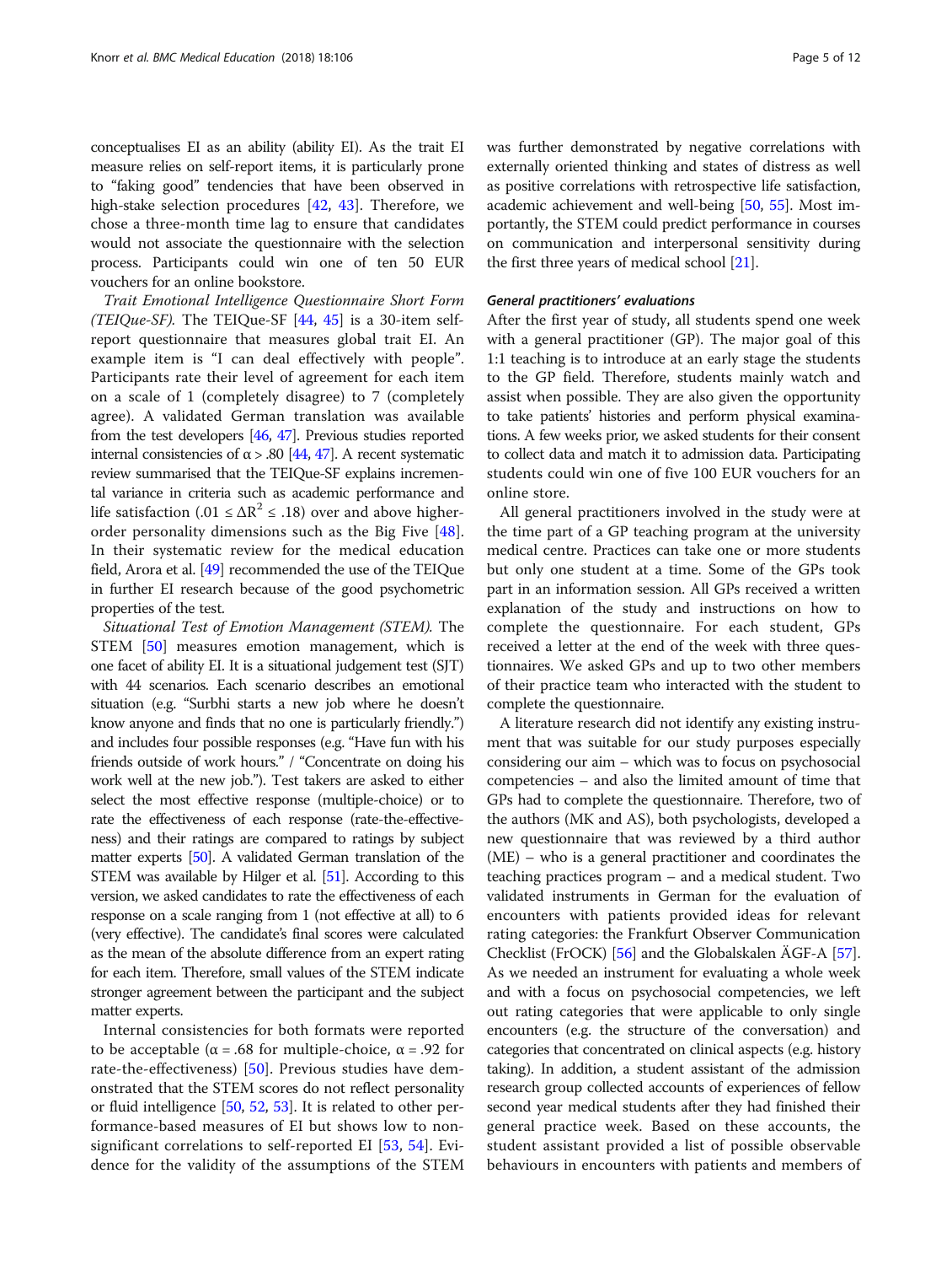conceptualises EI as an ability (ability EI). As the trait EI measure relies on self-report items, it is particularly prone to "faking good" tendencies that have been observed in high-stake selection procedures [42, 43]. Therefore, we chose a three-month time lag to ensure that candidates would not associate the questionnaire with the selection process. Participants could win one of ten 50 EUR vouchers for an online bookstore.

*Trait Emotional Intelligence Questionnaire Short Form (TEIQue-SF).* The TEIQue-SF [44, 45] is a 30-item self-report questionnaire that measures global trait EI. An example item is "I can deal effectively with people". Participants rate their level of agreement for each item on a scale of 1 (completely disagree) to 7 (completely agree). A validated German translation was available from the test developers [46, 47]. Previous studies reported internal consistencies of $\alpha > .80$ [44, 47]. A recent systematic review summarised that the TEIQue-SF explains incremental variance in criteria such as academic performance and life satisfaction ($.01 \leq \Delta R^2 \leq .18$) over and above higher-order personality dimensions such as the Big Five [48]. In their systematic review for the medical education field, Arora et al. [49] recommended the use of the TEIQue in further EI research because of the good psychometric properties of the test.

*Situational Test of Emotion Management (STEM).* The STEM [50] measures emotion management, which is one facet of ability EI. It is a situational judgement test (SJT) with 44 scenarios. Each scenario describes an emotional situation (e.g. "Surbhi starts a new job where he doesn't know anyone and finds that no one is particularly friendly.") and includes four possible responses (e.g. "Have fun with his friends outside of work hours." / "Concentrate on doing his work well at the new job."). Test takers are asked to either select the most effective response (multiple-choice) or to rate the effectiveness of each response (rate-the-effectiveness) and their ratings are compared to ratings by subject matter experts [50]. A validated German translation of the STEM was available by Hilger et al. [51]. According to this version, we asked candidates to rate the effectiveness of each response on a scale ranging from 1 (not effective at all) to 6 (very effective). The candidate's final scores were calculated as the mean of the absolute difference from an expert rating for each item. Therefore, small values of the STEM indicate stronger agreement between the participant and the subject matter experts.

Internal consistencies for both formats were reported to be acceptable ($\alpha = .68$ for multiple-choice, $\alpha = .92$ for rate-the-effectiveness) [50]. Previous studies have demonstrated that the STEM scores do not reflect personality or fluid intelligence [50, 52, 53]. It is related to other performance-based measures of EI but shows low to non-significant correlations to self-reported EI [53, 54]. Evidence for the validity of the assumptions of the STEM was further demonstrated by negative correlations with externally oriented thinking and states of distress as well as positive correlations with retrospective life satisfaction, academic achievement and well-being [50, 55]. Most importantly, the STEM could predict performance in courses on communication and interpersonal sensitivity during the first three years of medical school [21].

### General practitioners' evaluations

After the first year of study, all students spend one week with a general practitioner (GP). The major goal of this 1:1 teaching is to introduce at an early stage the students to the GP field. Therefore, students mainly watch and assist when possible. They are also given the opportunity to take patients' histories and perform physical examinations. A few weeks prior, we asked students for their consent to collect data and match it to admission data. Participating students could win one of five 100 EUR vouchers for an online store.

All general practitioners involved in the study were at the time part of a GP teaching program at the university medical centre. Practices can take one or more students but only one student at a time. Some of the GPs took part in an information session. All GPs received a written explanation of the study and instructions on how to complete the questionnaire. For each student, GPs received a letter at the end of the week with three questionnaires. We asked GPs and up to two other members of their practice team who interacted with the student to complete the questionnaire.

A literature research did not identify any existing instrument that was suitable for our study purposes especially considering our aim – which was to focus on psychosocial competencies – and also the limited amount of time that GPs had to complete the questionnaire. Therefore, two of the authors (MK and AS), both psychologists, developed a new questionnaire that was reviewed by a third author (ME) – who is a general practitioner and coordinates the teaching practices program – and a medical student. Two validated instruments in German for the evaluation of encounters with patients provided ideas for relevant rating categories: the Frankfurt Observer Communication Checklist (FrOCK) [56] and the Globalskalen ÄGF-A [57]. As we needed an instrument for evaluating a whole week and with a focus on psychosocial competencies, we left out rating categories that were applicable to only single encounters (e.g. the structure of the conversation) and categories that concentrated on clinical aspects (e.g. history taking). In addition, a student assistant of the admission research group collected accounts of experiences of fellow second year medical students after they had finished their general practice week. Based on these accounts, the student assistant provided a list of possible observable behaviours in encounters with patients and members of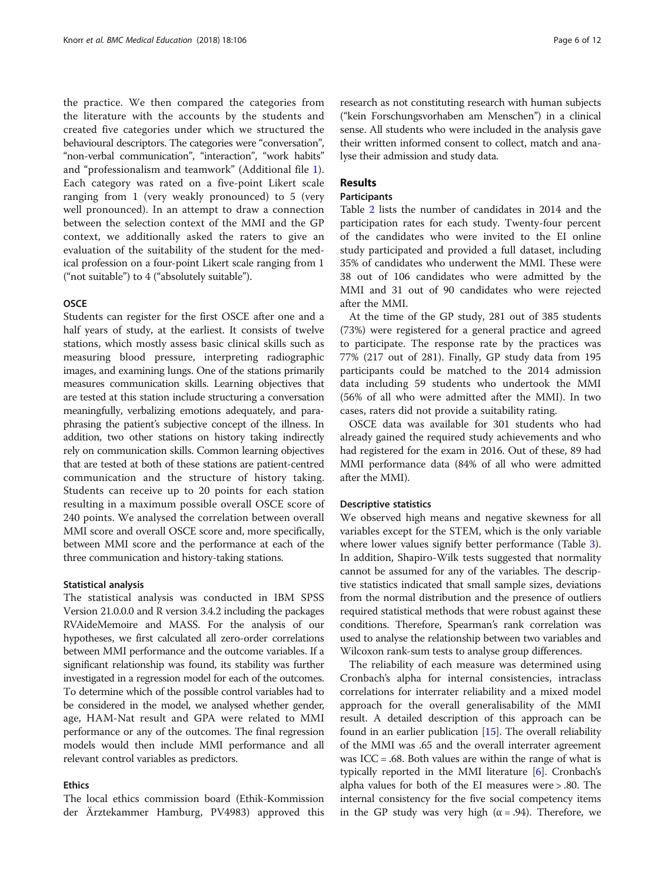the practice. We then compared the categories from the literature with the accounts by the students and created five categories under which we structured the behavioural descriptors. The categories were "conversation", "non-verbal communication", "interaction", "work habits" and "professionalism and teamwork" (Additional file 1). Each category was rated on a five-point Likert scale ranging from 1 (very weakly pronounced) to 5 (very well pronounced). In an attempt to draw a connection between the selection context of the MMI and the GP context, we additionally asked the raters to give an evaluation of the suitability of the student for the medical profession on a four-point Likert scale ranging from 1 ("not suitable") to 4 ("absolutely suitable").

#### OSCE

Students can register for the first OSCE after one and a half years of study, at the earliest. It consists of twelve stations, which mostly assess basic clinical skills such as measuring blood pressure, interpreting radiographic images, and examining lungs. One of the stations primarily measures communication skills. Learning objectives that are tested at this station include structuring a conversation meaningfully, verbalizing emotions adequately, and paraphrasing the patient's subjective concept of the illness. In addition, two other stations on history taking indirectly rely on communication skills. Common learning objectives that are tested at both of these stations are patient-centred communication and the structure of history taking. Students can receive up to 20 points for each station resulting in a maximum possible overall OSCE score of 240 points. We analysed the correlation between overall MMI score and overall OSCE score and, more specifically, between MMI score and the performance at each of the three communication and history-taking stations.

#### Statistical analysis

The statistical analysis was conducted in IBM SPSS Version 21.0.0.0 and R version 3.4.2 including the packages RVAideMemoire and MASS. For the analysis of our hypotheses, we first calculated all zero-order correlations between MMI performance and the outcome variables. If a significant relationship was found, its stability was further investigated in a regression model for each of the outcomes. To determine which of the possible control variables had to be considered in the model, we analysed whether gender, age, HAM-Nat result and GPA were related to MMI performance or any of the outcomes. The final regression models would then include MMI performance and all relevant control variables as predictors.

#### Ethics

The local ethics commission board (Ethik-Kommission der Ärztekammer Hamburg, PV4983) approved this research as not constituting research with human subjects ("kein Forschungsvorhaben am Menschen") in a clinical sense. All students who were included in the analysis gave their written informed consent to collect, match and analyse their admission and study data.

## Results

### Participants

Table 2 lists the number of candidates in 2014 and the participation rates for each study. Twenty-four percent of the candidates who were invited to the EI online study participated and provided a full dataset, including 35% of candidates who underwent the MMI. These were 38 out of 106 candidates who were admitted by the MMI and 31 out of 90 candidates who were rejected after the MMI.

At the time of the GP study, 281 out of 385 students (73%) were registered for a general practice and agreed to participate. The response rate by the practices was 77% (217 out of 281). Finally, GP study data from 195 participants could be matched to the 2014 admission data including 59 students who undertook the MMI (56% of all who were admitted after the MMI). In two cases, raters did not provide a suitability rating.

OSCE data was available for 301 students who had already gained the required study achievements and who had registered for the exam in 2016. Out of these, 89 had MMI performance data (84% of all who were admitted after the MMI).

### Descriptive statistics

We observed high means and negative skewness for all variables except for the STEM, which is the only variable where lower values signify better performance (Table 3). In addition, Shapiro-Wilk tests suggested that normality cannot be assumed for any of the variables. The descriptive statistics indicated that small sample sizes, deviations from the normal distribution and the presence of outliers required statistical methods that were robust against these conditions. Therefore, Spearman's rank correlation was used to analyse the relationship between two variables and Wilcoxon rank-sum tests to analyse group differences.

The reliability of each measure was determined using Cronbach's alpha for internal consistencies, intraclass correlations for interrater reliability and a mixed model approach for the overall generalisability of the MMI result. A detailed description of this approach can be found in an earlier publication [15]. The overall reliability of the MMI was .65 and the overall interrater agreement was ICC = .68. Both values are within the range of what is typically reported in the MMI literature [6]. Cronbach's alpha values for both of the EI measures were > .80. The internal consistency for the five social competency items in the GP study was very high ($\alpha = .94$). Therefore, we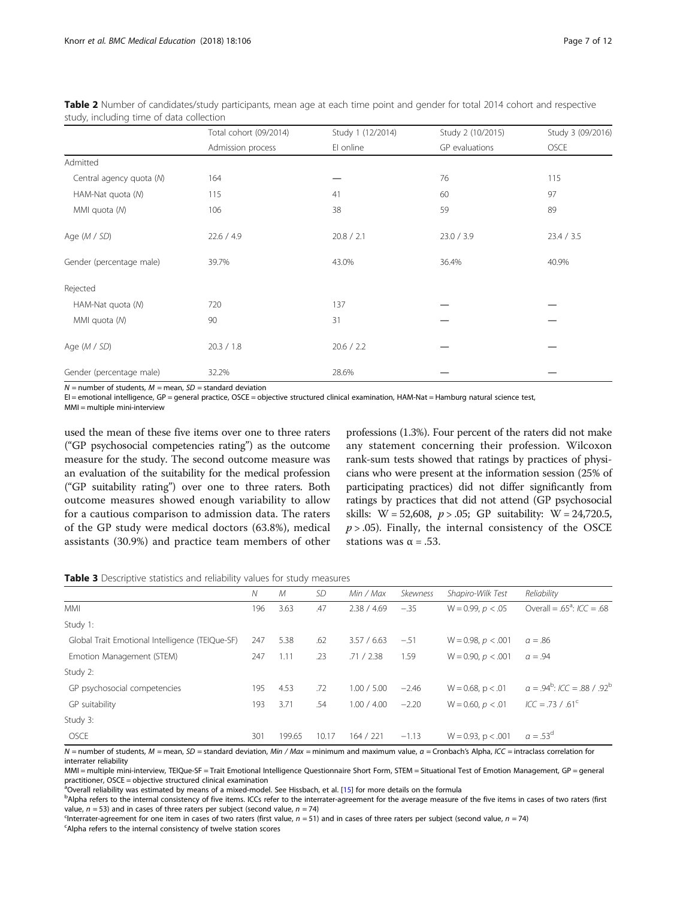**Table 2** Number of candidates/study participants, mean age at each time point and gender for total 2014 cohort and respective study, including time of data collection

| | Total cohort (09/2014) | Study 1 (12/2014) | Study 2 (10/2015) | Study 3 (09/2016) |
|---|---|---|---|---|
| | Admission process | EI online | GP evaluations | OSCE |
| Admitted | | | | |
| Central agency quota (*N*) | 164 | — | 76 | 115 |
| HAM-Nat quota (*N*) | 115 | 41 | 60 | 97 |
| MMI quota (*N*) | 106 | 38 | 59 | 89 |
| Age (*M* / *SD*) | 22.6 / 4.9 | 20.8 / 2.1 | 23.0 / 3.9 | 23.4 / 3.5 |
| Gender (percentage male) | 39.7% | 43.0% | 36.4% | 40.9% |
| Rejected | | | | |
| HAM-Nat quota (*N*) | 720 | 137 | — | — |
| MMI quota (*N*) | 90 | 31 | — | — |
| Age (*M* / *SD*) | 20.3 / 1.8 | 20.6 / 2.2 | — | — |
| Gender (percentage male) | 32.2% | 28.6% | — | — |

*N* = number of students, *M* = mean, *SD* = standard deviation
EI = emotional intelligence, GP = general practice, OSCE = objective structured clinical examination, HAM-Nat = Hamburg natural science test, MMI = multiple mini-interview

used the mean of these five items over one to three raters ("GP psychosocial competencies rating") as the outcome measure for the study. The second outcome measure was an evaluation of the suitability for the medical profession ("GP suitability rating") over one to three raters. Both outcome measures showed enough variability to allow for a cautious comparison to admission data. The raters of the GP study were medical doctors (63.8%), medical assistants (30.9%) and practice team members of other professions (1.3%). Four percent of the raters did not make any statement concerning their profession. Wilcoxon rank-sum tests showed that ratings by practices of physicians who were present at the information session (25% of participating practices) did not differ significantly from ratings by practices that did not attend (GP psychosocial skills: $W = 52{,}608$, $p > .05$; GP suitability: $W = 24{,}720.5$, $p > .05$). Finally, the internal consistency of the OSCE stations was $\alpha = .53$.

**Table 3** Descriptive statistics and reliability values for study measures

| | *N* | *M* | *SD* | *Min / Max* | *Skewness* | *Shapiro-Wilk Test* | *Reliability* |
|---|---|---|---|---|---|---|---|
| MMI | 196 | 3.63 | .47 | 2.38 / 4.69 | −.35 | $W = 0.99$, $p < .05$ | Overall = .65[a]; *ICC* = .68 |
| Study 1: | | | | | | | |
| Global Trait Emotional Intelligence (TEIQue-SF) | 247 | 5.38 | .62 | 3.57 / 6.63 | −.51 | $W = 0.98$, $p < .001$ | $\alpha = .86$ |
| Emotion Management (STEM) | 247 | 1.11 | .23 | .71 / 2.38 | 1.59 | $W = 0.90$, $p < .001$ | $\alpha = .94$ |
| Study 2: | | | | | | | |
| GP psychosocial competencies | 195 | 4.53 | .72 | 1.00 / 5.00 | −2.46 | $W = 0.68$, $p < .01$ | $\alpha = .94$[b]; *ICC* = .88 / .92[b] |
| GP suitability | 193 | 3.71 | .54 | 1.00 / 4.00 | −2.20 | $W = 0.60$, $p < .01$ | *ICC* = .73 / .61[c] |
| Study 3: | | | | | | | |
| OSCE | 301 | 199.65 | 10.17 | 164 / 221 | −1.13 | $W = 0.93$, $p < .001$ | $\alpha = .53$[d] |

*N* = number of students, *M* = mean, *SD* = standard deviation, *Min / Max* = minimum and maximum value, α = Cronbach's Alpha, *ICC* = intraclass correlation for interrater reliability
MMI = multiple mini-interview, TEIQue-SF = Trait Emotional Intelligence Questionnaire Short Form, STEM = Situational Test of Emotion Management, GP = general practitioner, OSCE = objective structured clinical examination
[a]Overall reliability was estimated by means of a mixed-model. See Hissbach, et al. [15] for more details on the formula
[b]Alpha refers to the internal consistency of five items. ICCs refer to the interrater-agreement for the average measure of the five items in cases of two raters (first value, $n = 53$) and in cases of three raters per subject (second value, $n = 74$)
[c]Interrater-agreement for one item in cases of two raters (first value, $n = 51$) and in cases of three raters per subject (second value, $n = 74$)
[c]Alpha refers to the internal consistency of twelve station scores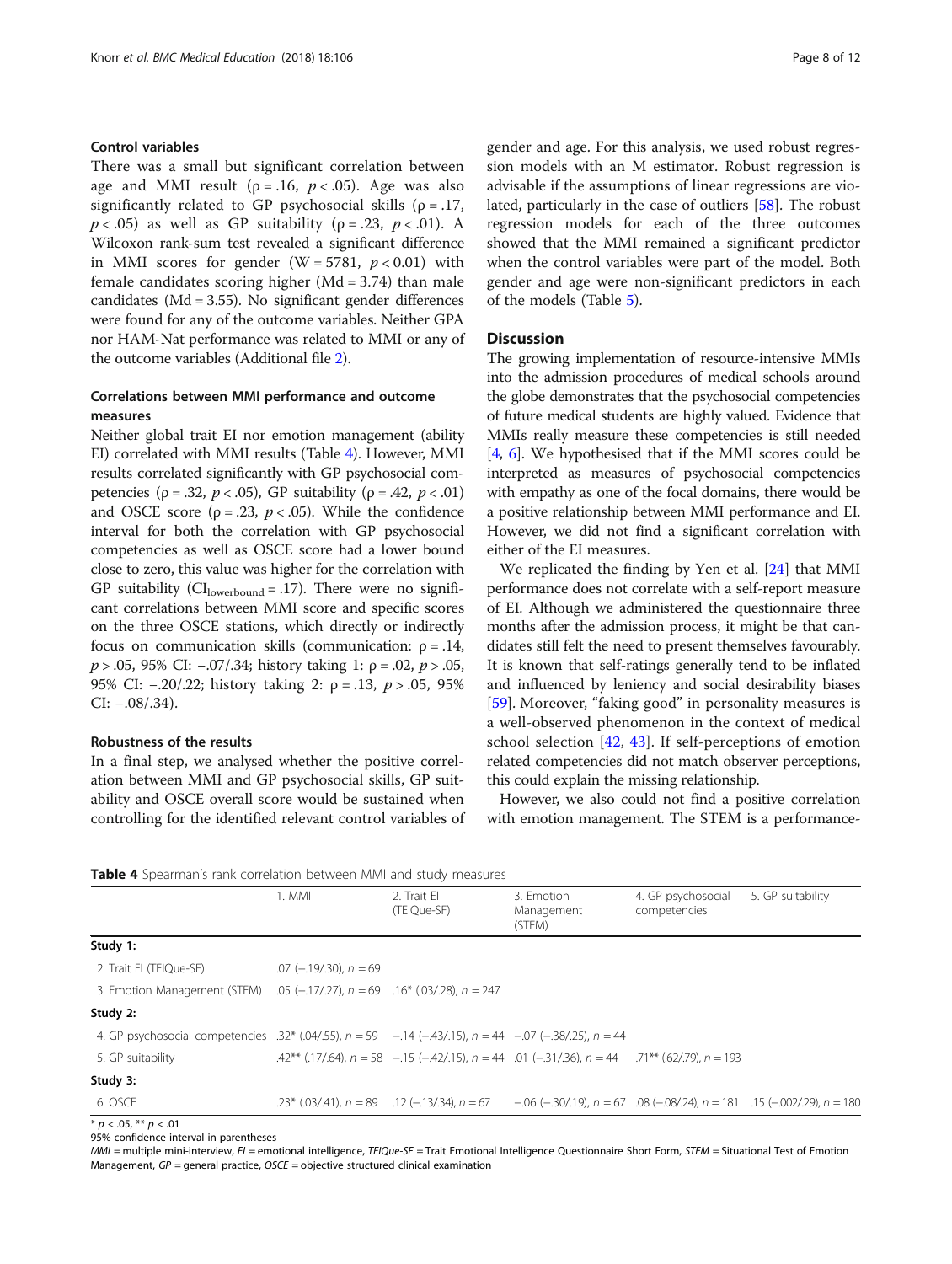### Control variables

There was a small but significant correlation between age and MMI result ($\rho = .16$, $p < .05$). Age was also significantly related to GP psychosocial skills ($\rho = .17$, $p < .05$) as well as GP suitability ($\rho = .23$, $p < .01$). A Wilcoxon rank-sum test revealed a significant difference in MMI scores for gender ($W = 5781$, $p < 0.01$) with female candidates scoring higher (Md = 3.74) than male candidates (Md = 3.55). No significant gender differences were found for any of the outcome variables. Neither GPA nor HAM-Nat performance was related to MMI or any of the outcome variables (Additional file 2).

### Correlations between MMI performance and outcome measures

Neither global trait EI nor emotion management (ability EI) correlated with MMI results (Table 4). However, MMI results correlated significantly with GP psychosocial competencies ($\rho = .32$, $p < .05$), GP suitability ($\rho = .42$, $p < .01$) and OSCE score ($\rho = .23$, $p < .05$). While the confidence interval for both the correlation with GP psychosocial competencies as well as OSCE score had a lower bound close to zero, this value was higher for the correlation with GP suitability ($CI_{lowerbound} = .17$). There were no significant correlations between MMI score and specific scores on the three OSCE stations, which directly or indirectly focus on communication skills (communication: $\rho = .14$, $p > .05$, 95% CI: −.07/.34; history taking 1: $\rho = .02$, $p > .05$, 95% CI: −.20/.22; history taking 2: $\rho = .13$, $p > .05$, 95% CI: −.08/.34).

### Robustness of the results

In a final step, we analysed whether the positive correlation between MMI and GP psychosocial skills, GP suitability and OSCE overall score would be sustained when controlling for the identified relevant control variables of gender and age. For this analysis, we used robust regression models with an M estimator. Robust regression is advisable if the assumptions of linear regressions are violated, particularly in the case of outliers [58]. The robust regression models for each of the three outcomes showed that the MMI remained a significant predictor when the control variables were part of the model. Both gender and age were non-significant predictors in each of the models (Table 5).

## Discussion

The growing implementation of resource-intensive MMIs into the admission procedures of medical schools around the globe demonstrates that the psychosocial competencies of future medical students are highly valued. Evidence that MMIs really measure these competencies is still needed [4, 6]. We hypothesised that if the MMI scores could be interpreted as measures of psychosocial competencies with empathy as one of the focal domains, there would be a positive relationship between MMI performance and EI. However, we did not find a significant correlation with either of the EI measures.

We replicated the finding by Yen et al. [24] that MMI performance does not correlate with a self-report measure of EI. Although we administered the questionnaire three months after the admission process, it might be that candidates still felt the need to present themselves favourably. It is known that self-ratings generally tend to be inflated and influenced by leniency and social desirability biases [59]. Moreover, "faking good" in personality measures is a well-observed phenomenon in the context of medical school selection [42, 43]. If self-perceptions of emotion related competencies did not match observer perceptions, this could explain the missing relationship.

However, we also could not find a positive correlation with emotion management. The STEM is a performance-

**Table 4** Spearman's rank correlation between MMI and study measures

| | 1. MMI | 2. Trait EI (TEIQue-SF) | 3. Emotion Management (STEM) | 4. GP psychosocial competencies | 5. GP suitability |
|---|---|---|---|---|---|
| **Study 1:** | | | | | |
| 2. Trait EI (TEIQue-SF) | .07 (−.19/.30), $n = 69$ | | | | |
| 3. Emotion Management (STEM) | .05 (−.17/.27), $n = 69$ | .16* (.03/.28), $n = 247$ | | | |
| **Study 2:** | | | | | |
| 4. GP psychosocial competencies | .32* (.04/.55), $n = 59$ | −.14 (−.43/.15), $n = 44$ | −.07 (−.38/.25), $n = 44$ | | |
| 5. GP suitability | .42** (.17/.64), $n = 58$ | −.15 (−.42/.15), $n = 44$ | .01 (−.31/.36), $n = 44$ | .71** (.62/.79), $n = 193$ | |
| **Study 3:** | | | | | |
| 6. OSCE | .23* (.03/.41), $n = 89$ | .12 (−.13/.34), $n = 67$ | −.06 (−.30/.19), $n = 67$ | .08 (−.08/.24), $n = 181$ | .15 (−.002/.29), $n = 180$ |

\* $p < .05$, ** $p < .01$

95% confidence interval in parentheses

*MMI* = multiple mini-interview, *EI* = emotional intelligence, *TEIQue-SF* = Trait Emotional Intelligence Questionnaire Short Form, *STEM* = Situational Test of Emotion Management, *GP* = general practice, *OSCE* = objective structured clinical examination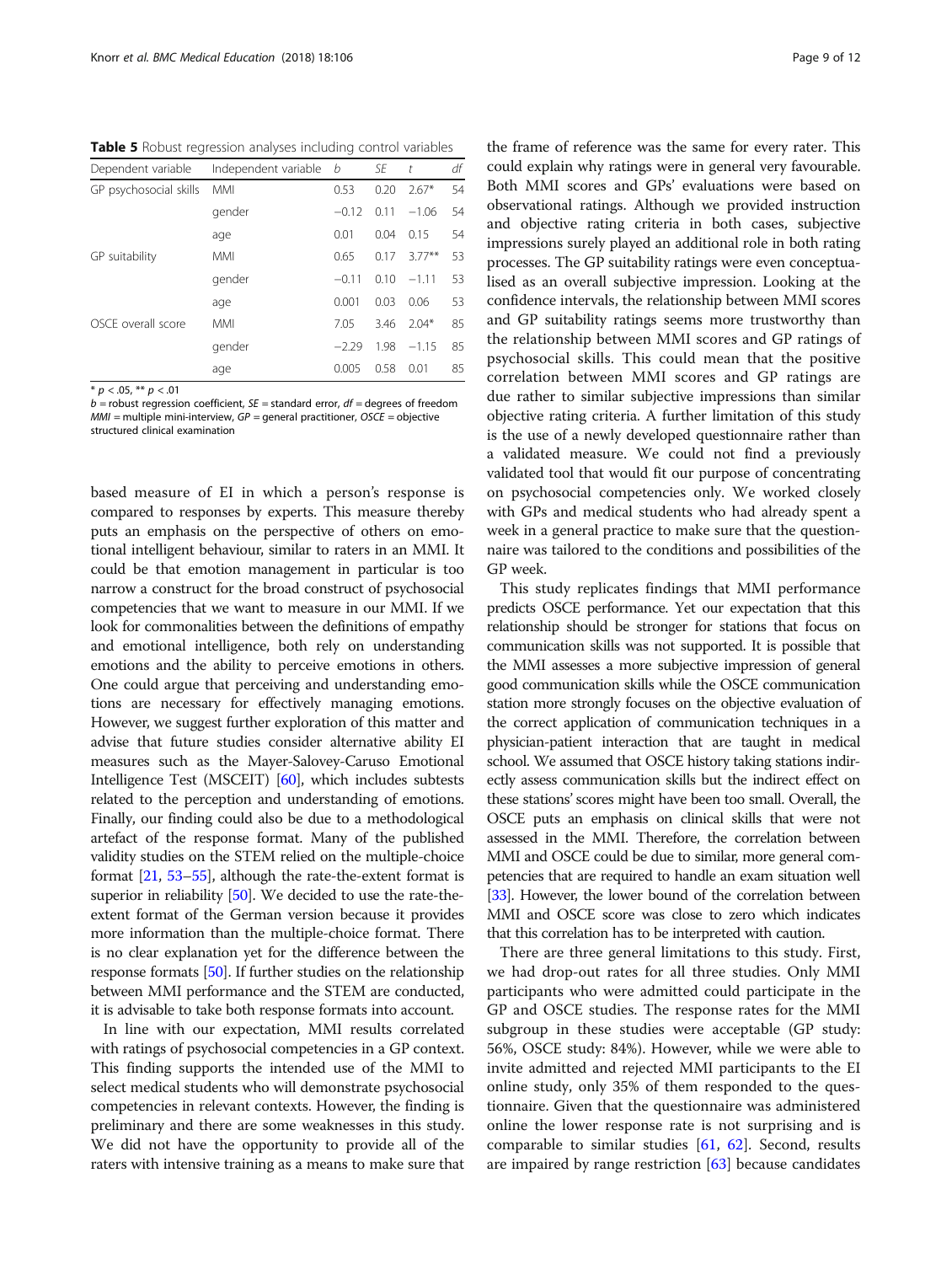**Table 5** Robust regression analyses including control variables

| Dependent variable | Independent variable | *b* | *SE* | *t* | *df* |
|---|---|---|---|---|---|
| GP psychosocial skills | MMI | 0.53 | 0.20 | 2.67* | 54 |
| | gender | −0.12 | 0.11 | −1.06 | 54 |
| | age | 0.01 | 0.04 | 0.15 | 54 |
| GP suitability | MMI | 0.65 | 0.17 | 3.77** | 53 |
| | gender | −0.11 | 0.10 | −1.11 | 53 |
| | age | 0.001 | 0.03 | 0.06 | 53 |
| OSCE overall score | MMI | 7.05 | 3.46 | 2.04* | 85 |
| | gender | −2.29 | 1.98 | −1.15 | 85 |
| | age | 0.005 | 0.58 | 0.01 | 85 |

* $p < .05$, ** $p < .01$

*b* = robust regression coefficient, *SE* = standard error, *df* = degrees of freedom
*MMI* = multiple mini-interview, *GP* = general practitioner, *OSCE* = objective structured clinical examination

based measure of EI in which a person's response is compared to responses by experts. This measure thereby puts an emphasis on the perspective of others on emotional intelligent behaviour, similar to raters in an MMI. It could be that emotion management in particular is too narrow a construct for the broad construct of psychosocial competencies that we want to measure in our MMI. If we look for commonalities between the definitions of empathy and emotional intelligence, both rely on understanding emotions and the ability to perceive emotions in others. One could argue that perceiving and understanding emotions are necessary for effectively managing emotions. However, we suggest further exploration of this matter and advise that future studies consider alternative ability EI measures such as the Mayer-Salovey-Caruso Emotional Intelligence Test (MSCEIT) [60], which includes subtests related to the perception and understanding of emotions. Finally, our finding could also be due to a methodological artefact of the response format. Many of the published validity studies on the STEM relied on the multiple-choice format [21, 53–55], although the rate-the-extent format is superior in reliability [50]. We decided to use the rate-the-extent format of the German version because it provides more information than the multiple-choice format. There is no clear explanation yet for the difference between the response formats [50]. If further studies on the relationship between MMI performance and the STEM are conducted, it is advisable to take both response formats into account.

In line with our expectation, MMI results correlated with ratings of psychosocial competencies in a GP context. This finding supports the intended use of the MMI to select medical students who will demonstrate psychosocial competencies in relevant contexts. However, the finding is preliminary and there are some weaknesses in this study. We did not have the opportunity to provide all of the raters with intensive training as a means to make sure that the frame of reference was the same for every rater. This could explain why ratings were in general very favourable. Both MMI scores and GPs' evaluations were based on observational ratings. Although we provided instruction and objective rating criteria in both cases, subjective impressions surely played an additional role in both rating processes. The GP suitability ratings were even conceptualised as an overall subjective impression. Looking at the confidence intervals, the relationship between MMI scores and GP suitability ratings seems more trustworthy than the relationship between MMI scores and GP ratings of psychosocial skills. This could mean that the positive correlation between MMI scores and GP ratings are due rather to similar subjective impressions than similar objective rating criteria. A further limitation of this study is the use of a newly developed questionnaire rather than a validated measure. We could not find a previously validated tool that would fit our purpose of concentrating on psychosocial competencies only. We worked closely with GPs and medical students who had already spent a week in a general practice to make sure that the questionnaire was tailored to the conditions and possibilities of the GP week.

This study replicates findings that MMI performance predicts OSCE performance. Yet our expectation that this relationship should be stronger for stations that focus on communication skills was not supported. It is possible that the MMI assesses a more subjective impression of general good communication skills while the OSCE communication station more strongly focuses on the objective evaluation of the correct application of communication techniques in a physician-patient interaction that are taught in medical school. We assumed that OSCE history taking stations indirectly assess communication skills but the indirect effect on these stations' scores might have been too small. Overall, the OSCE puts an emphasis on clinical skills that were not assessed in the MMI. Therefore, the correlation between MMI and OSCE could be due to similar, more general competencies that are required to handle an exam situation well [33]. However, the lower bound of the correlation between MMI and OSCE score was close to zero which indicates that this correlation has to be interpreted with caution.

There are three general limitations to this study. First, we had drop-out rates for all three studies. Only MMI participants who were admitted could participate in the GP and OSCE studies. The response rates for the MMI subgroup in these studies were acceptable (GP study: 56%, OSCE study: 84%). However, while we were able to invite admitted and rejected MMI participants to the EI online study, only 35% of them responded to the questionnaire. Given that the questionnaire was administered online the lower response rate is not surprising and is comparable to similar studies [61, 62]. Second, results are impaired by range restriction [63] because candidates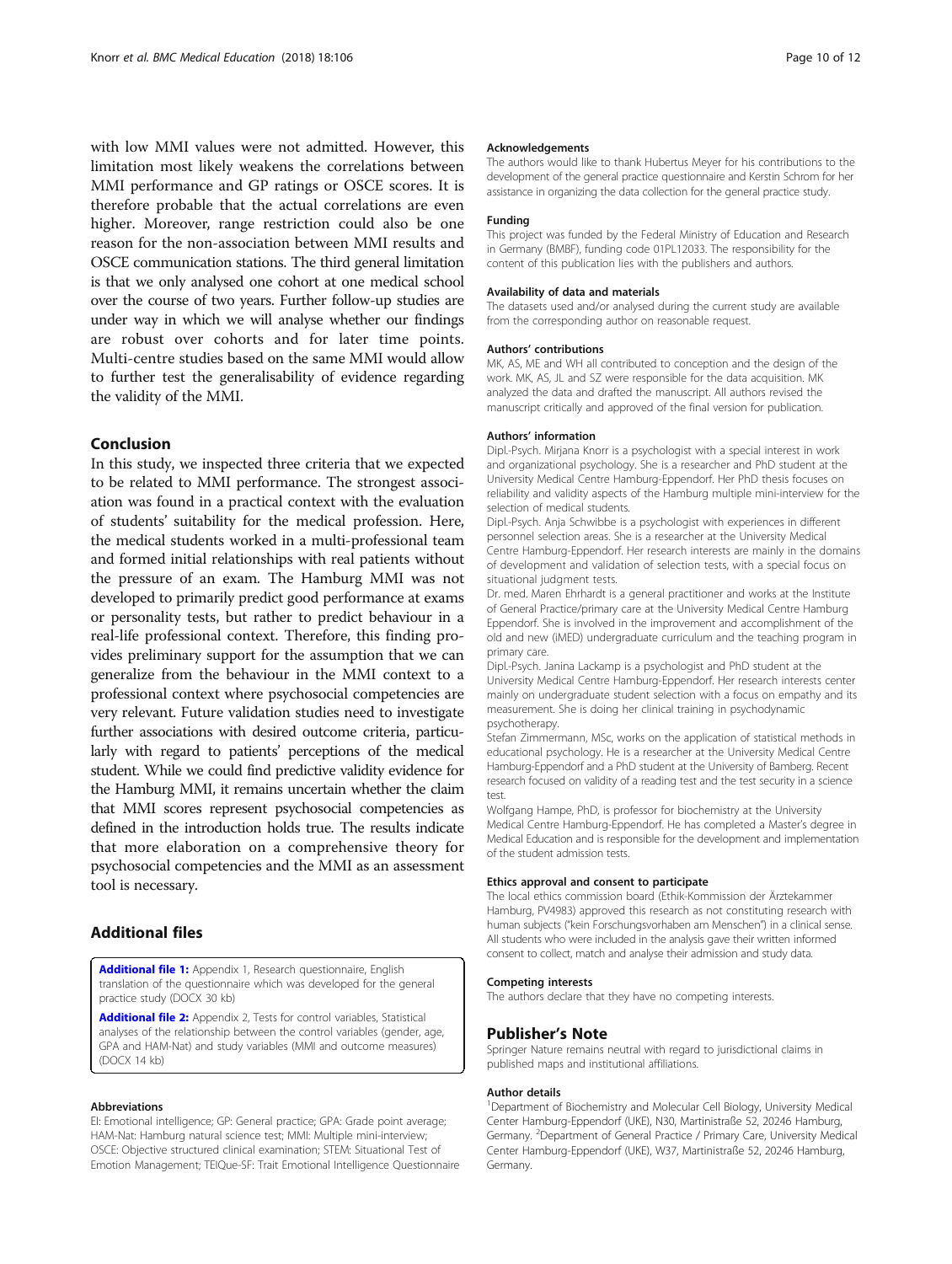with low MMI values were not admitted. However, this limitation most likely weakens the correlations between MMI performance and GP ratings or OSCE scores. It is therefore probable that the actual correlations are even higher. Moreover, range restriction could also be one reason for the non-association between MMI results and OSCE communication stations. The third general limitation is that we only analysed one cohort at one medical school over the course of two years. Further follow-up studies are under way in which we will analyse whether our findings are robust over cohorts and for later time points. Multi-centre studies based on the same MMI would allow to further test the generalisability of evidence regarding the validity of the MMI.

## Conclusion

In this study, we inspected three criteria that we expected to be related to MMI performance. The strongest association was found in a practical context with the evaluation of students' suitability for the medical profession. Here, the medical students worked in a multi-professional team and formed initial relationships with real patients without the pressure of an exam. The Hamburg MMI was not developed to primarily predict good performance at exams or personality tests, but rather to predict behaviour in a real-life professional context. Therefore, this finding provides preliminary support for the assumption that we can generalize from the behaviour in the MMI context to a professional context where psychosocial competencies are very relevant. Future validation studies need to investigate further associations with desired outcome criteria, particularly with regard to patients' perceptions of the medical student. While we could find predictive validity evidence for the Hamburg MMI, it remains uncertain whether the claim that MMI scores represent psychosocial competencies as defined in the introduction holds true. The results indicate that more elaboration on a comprehensive theory for psychosocial competencies and the MMI as an assessment tool is necessary.

## Additional files

**Additional file 1:** Appendix 1, Research questionnaire, English translation of the questionnaire which was developed for the general practice study (DOCX 30 kb)

**Additional file 2:** Appendix 2, Tests for control variables, Statistical analyses of the relationship between the control variables (gender, age, GPA and HAM-Nat) and study variables (MMI and outcome measures) (DOCX 14 kb)

#### Abbreviations

EI: Emotional intelligence; GP: General practice; GPA: Grade point average; HAM-Nat: Hamburg natural science test; MMI: Multiple mini-interview; OSCE: Objective structured clinical examination; STEM: Situational Test of Emotion Management; TEIQue-SF: Trait Emotional Intelligence Questionnaire

#### Acknowledgements

The authors would like to thank Hubertus Meyer for his contributions to the development of the general practice questionnaire and Kerstin Schrom for her assistance in organizing the data collection for the general practice study.

#### Funding

This project was funded by the Federal Ministry of Education and Research in Germany (BMBF), funding code 01PL12033. The responsibility for the content of this publication lies with the publishers and authors.

#### Availability of data and materials

The datasets used and/or analysed during the current study are available from the corresponding author on reasonable request.

#### Authors' contributions

MK, AS, ME and WH all contributed to conception and the design of the work. MK, AS, JL and SZ were responsible for the data acquisition. MK analyzed the data and drafted the manuscript. All authors revised the manuscript critically and approved of the final version for publication.

#### Authors' information

Dipl.-Psych. Mirjana Knorr is a psychologist with a special interest in work and organizational psychology. She is a researcher and PhD student at the University Medical Centre Hamburg-Eppendorf. Her PhD thesis focuses on reliability and validity aspects of the Hamburg multiple mini-interview for the selection of medical students.

Dipl.-Psych. Anja Schwibbe is a psychologist with experiences in different personnel selection areas. She is a researcher at the University Medical Centre Hamburg-Eppendorf. Her research interests are mainly in the domains of development and validation of selection tests, with a special focus on situational judgment tests.

Dr. med. Maren Ehrhardt is a general practitioner and works at the Institute of General Practice/primary care at the University Medical Centre Hamburg Eppendorf. She is involved in the improvement and accomplishment of the old and new (iMED) undergraduate curriculum and the teaching program in primary care.

Dipl.-Psych. Janina Lackamp is a psychologist and PhD student at the University Medical Centre Hamburg-Eppendorf. Her research interests center mainly on undergraduate student selection with a focus on empathy and its measurement. She is doing her clinical training in psychodynamic psychotherapy.

Stefan Zimmermann, MSc, works on the application of statistical methods in educational psychology. He is a researcher at the University Medical Centre Hamburg-Eppendorf and a PhD student at the University of Bamberg. Recent research focused on validity of a reading test and the test security in a science test.

Wolfgang Hampe, PhD, is professor for biochemistry at the University Medical Centre Hamburg-Eppendorf. He has completed a Master's degree in Medical Education and is responsible for the development and implementation of the student admission tests.

#### Ethics approval and consent to participate

The local ethics commission board (Ethik-Kommission der Ärztekammer Hamburg, PV4983) approved this research as not constituting research with human subjects ("kein Forschungsvorhaben am Menschen") in a clinical sense. All students who were included in the analysis gave their written informed consent to collect, match and analyse their admission and study data.

#### Competing interests

The authors declare that they have no competing interests.

## Publisher's Note

Springer Nature remains neutral with regard to jurisdictional claims in published maps and institutional affiliations.

#### Author details

[1]Department of Biochemistry and Molecular Cell Biology, University Medical Center Hamburg-Eppendorf (UKE), N30, Martinistraße 52, 20246 Hamburg, Germany. [2]Department of General Practice / Primary Care, University Medical Center Hamburg-Eppendorf (UKE), W37, Martinistraße 52, 20246 Hamburg, Germany.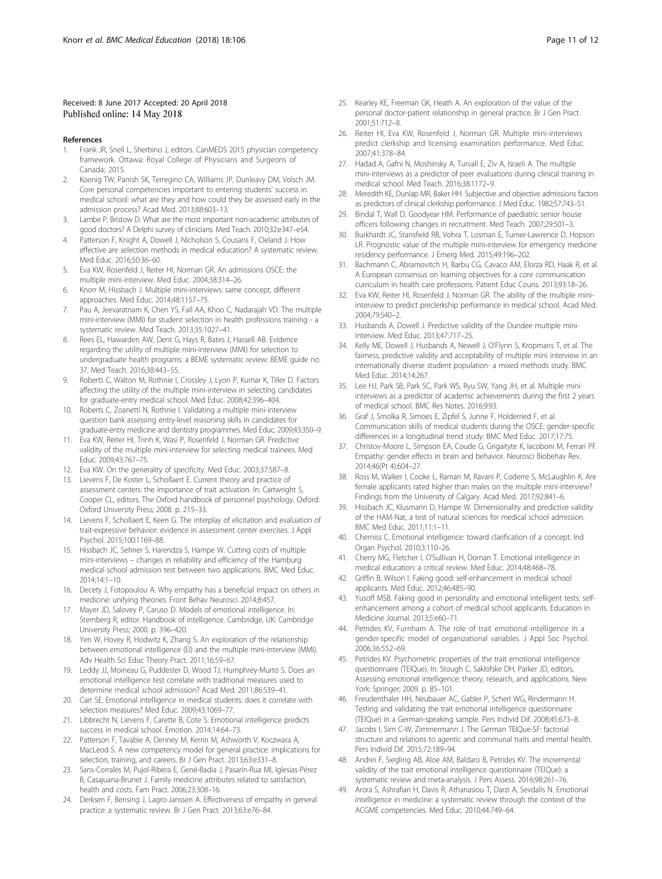Received: 8 June 2017 Accepted: 20 April 2018
Published online: 14 May 2018

## References

1. Frank JR, Snell L, Sherbino J, editors. CanMEDS 2015 physician competency framework. Ottawa: Royal College of Physicians and Surgeons of Canada; 2015.
2. Koenig TW, Parrish SK, Terregino CA, Williams JP, Dunleavy DM, Volsch JM. Core personal competencies important to entering students' success in medical school: what are they and how could they be assessed early in the admission process? Acad Med. 2013;88:603–13.
3. Lambe P, Bristow D. What are the most important non-academic attributes of good doctors? A Delphi survey of clinicians. Med Teach. 2010;32:e347–e54.
4. Patterson F, Knight A, Dowell J, Nicholson S, Cousans F, Cleland J. How effective are selection methods in medical education? A systematic review. Med Educ. 2016;50:36–60.
5. Eva KW, Rosenfeld J, Reiter HI, Norman GR. An admissions OSCE: the multiple mini-interview. Med Educ. 2004;38:314–26.
6. Knorr M, Hissbach J. Multiple mini-interviews: same concept, different approaches. Med Educ. 2014;48:1157–75.
7. Pau A, Jeevaratnam K, Chen YS, Fall AA, Khoo C, Nadarajah VD. The multiple mini-interview (MMI) for student selection in health professions training - a systematic review. Med Teach. 2013;35:1027–41.
8. Rees EL, Hawarden AW, Dent G, Hays R, Bates J, Hassell AB. Evidence regarding the utility of multiple mini-interview (MMI) for selection to undergraduate health programs: a BEME systematic review: BEME guide no. 37. Med Teach. 2016;38:443–55.
9. Roberts C, Walton M, Rothnie I, Crossley J, Lyon P, Kumar K, Tiller D. Factors affecting the utility of the multiple mini-interview in selecting candidates for graduate-entry medical school. Med Educ. 2008;42:396–404.
10. Roberts C, Zoanetti N, Rothnie I. Validating a multiple mini-interview question bank assessing entry-level reasoning skills in candidates for graduate-entry medicine and dentistry programmes. Med Educ. 2009;43:350–9.
11. Eva KW, Reiter HI, Trinh K, Wasi P, Rosenfeld J, Norman GR. Predictive validity of the multiple mini-interview for selecting medical trainees. Med Educ. 2009;43:767–75.
12. Eva KW. On the generality of specificity. Med Educ. 2003;37:587–8.
13. Lievens F, De Koster L, Schollaert E. Current theory and practice of assessment centers: the importance of trait activation. In: Cartwright S, Cooper CL, editors. The Oxford handbook of personnel psychology. Oxford: Oxford University Press; 2008. p. 215–33.
14. Lievens F, Schollaert E, Keen G. The interplay of elicitation and evaluation of trait-expressive behavior: evidence in assessment center exercises. J Appl Psychol. 2015;100:1169–88.
15. Hissbach JC, Sehner S, Harendza S, Hampe W. Cutting costs of multiple mini-interviews – changes in reliability and efficiency of the Hamburg medical school admission test between two applications. BMC Med Educ. 2014;14:1–10.
16. Decety J, Fotopoulou A. Why empathy has a beneficial impact on others in medicine: unifying theories. Front Behav Neurosci. 2014;8:457.
17. Mayer JD, Salovey P, Caruso D. Models of emotional intelligence. In: Sternberg R, editor. Handbook of intelligence. Cambridge, UK: Cambridge University Press; 2000. p. 396–420.
18. Yen W, Hovey R, Hodwitz K, Zhang S. An exploration of the relationship between emotional intelligence (EI) and the multiple mini-interview (MMI). Adv Health Sci Educ Theory Pract. 2011;16:59–67.
19. Leddy JJ, Moineau G, Puddester D, Wood TJ, Humphrey-Murto S. Does an emotional intelligence test correlate with traditional measures used to determine medical school admission? Acad Med. 2011;86:S39–41.
20. Carr SE. Emotional intelligence in medical students: does it correlate with selection measures? Med Educ. 2009;43:1069–77.
21. Libbrecht N, Lievens F, Carette B, Cote S. Emotional intelligence predicts success in medical school. Emotion. 2014;14:64–73.
22. Patterson F, Tavabie A, Denney M, Kerrin M, Ashworth V, Koczwara A, MacLeod S. A new competency model for general practice: implications for selection, training, and careers. Br J Gen Pract. 2013;63:e331–8.
23. Sans-Corrales M, Pujol-Ribera E, Gené-Badia J, Pasarín-Rua MI, Iglesias-Pérez B, Casajuana-Brunet J. Family medicine attributes related to satisfaction, health and costs. Fam Pract. 2006;23:308–16.
24. Derksen F, Bensing J, Lagro-Janssen A. Effectiveness of empathy in general practice: a systematic review. Br J Gen Pract. 2013;63:e76–84.
25. Kearley KE, Freeman GK, Heath A. An exploration of the value of the personal doctor-patient relationship in general practice. Br J Gen Pract. 2001;51:712–8.
26. Reiter HI, Eva KW, Rosenfeld J, Norman GR. Multiple mini-interviews predict clerkship and licensing examination performance. Med Educ. 2007;41:378–84.
27. Hadad A, Gafni N, Moshinsky A, Turvall E, Ziv A, Israeli A. The multiple mini-interviews as a predictor of peer evaluations during clinical training in medical school. Med Teach. 2016;38:1172–9.
28. Meredith KE, Dunlap MR, Baker HH. Subjective and objective admissions factors as predictors of clinical clerkship performance. J Med Educ. 1982;57:743–51.
29. Bindal T, Wall D, Goodyear HM. Performance of paediatric senior house officers following changes in recruitment. Med Teach. 2007;29:501–3.
30. Burkhardt JC, Stansfield RB, Vohra T, Losman E, Turner-Lawrence D, Hopson LR. Prognostic value of the multiple mini-interview for emergency medicine residency performance. J Emerg Med. 2015;49:196–202.
31. Bachmann C, Abramovitch H, Barbu CG, Cavaco AM, Elorza RD, Haak R, et al. A European consensus on learning objectives for a core communication curriculum in health care professions. Patient Educ Couns. 2013;93:18–26.
32. Eva KW, Reiter HI, Rosenfeld J, Norman GR. The ability of the multiple mini-interview to predict preclerkship performance in medical school. Acad Med. 2004;79:S40–2.
33. Husbands A, Dowell J. Predictive validity of the Dundee multiple mini-interview. Med Educ. 2013;47:717–25.
34. Kelly ME, Dowell J, Husbands A, Newell J, O'Flynn S, Kropmans T, et al. The fairness, predictive validity and acceptability of multiple mini interview in an internationally diverse student population- a mixed methods study. BMC Med Educ. 2014;14:267.
35. Lee HJ, Park SB, Park SC, Park WS, Ryu SW, Yang JH, et al. Multiple mini-interviews as a predictor of academic achievements during the first 2 years of medical school. BMC Res Notes. 2016;9:93.
36. Graf J, Smolka R, Simoes E, Zipfel S, Junne F, Holderried F, et al. Communication skills of medical students during the OSCE: gender-specific differences in a longitudinal trend study. BMC Med Educ. 2017;17:75.
37. Christov-Moore L, Simpson EA, Coude G, Grigaityte K, Iacoboni M, Ferrari PF. Empathy: gender effects in brain and behavior. Neurosci Biobehav Rev. 2014;46(Pt 4):604–27.
38. Ross M, Walker I, Cooke L, Raman M, Ravani P, Coderre S, McLaughlin K. Are female applicants rated higher than males on the multiple mini-interview? Findings from the University of Calgary. Acad Med. 2017;92:841–6.
39. Hissbach JC, Klusmann D, Hampe W. Dimensionality and predictive validity of the HAM-Nat, a test of natural sciences for medical school admission. BMC Med Educ. 2011;11:1–11.
40. Cherniss C. Emotional intelligence: toward clarification of a concept. Ind Organ Psychol. 2010;3:110–26.
41. Cherry MG, Fletcher I, O'Sullivan H, Dornan T. Emotional intelligence in medical education: a critical review. Med Educ. 2014;48:468–78.
42. Griffin B, Wilson I. Faking good: self-enhancement in medical school applicants. Med Educ. 2012;46:485–90.
43. Yusoff MSB. Faking good in personality and emotional intelligent tests: self-enhancement among a cohort of medical school applicants. Education in Medicine Journal. 2013;5:e60–71.
44. Petrides KV, Furnham A. The role of trait emotional intelligence in a gender-specific model of organizational variables. J Appl Soc Psychol. 2006;36:552–69.
45. Petrides KV. Psychometric properties of the trait emotional intelligence questionnaire (TEIQue). In: Stough C, Saklofske DH, Parker JD, editors. Assessing emotional intelligence: theory, research, and applications. New York: Springer; 2009. p. 85–101.
46. Freudenthaler HH, Neubauer AC, Gabler P, Scherl WG, Rindermann H. Testing and validating the trait emotional intelligence questionnaire (TEIQue) in a German-speaking sample. Pers Individ Dif. 2008;45:673–8.
47. Jacobs I, Sim C-W, Zimmermann J. The German TEIQue-SF: factorial structure and relations to agentic and communal traits and mental health. Pers Individ Dif. 2015;72:189–94.
48. Andrei F, Siegling AB, Aloe AM, Baldaro B, Petrides KV. The incremental validity of the trait emotional intelligence questionnaire (TEIQue): a systematic review and meta-analysis. J Pers Assess. 2016;98:261–76.
49. Arora S, Ashrafian H, Davis R, Athanasiou T, Darzi A, Sevdalis N. Emotional intelligence in medicine: a systematic review through the context of the ACGME competencies. Med Educ. 2010;44:749–64.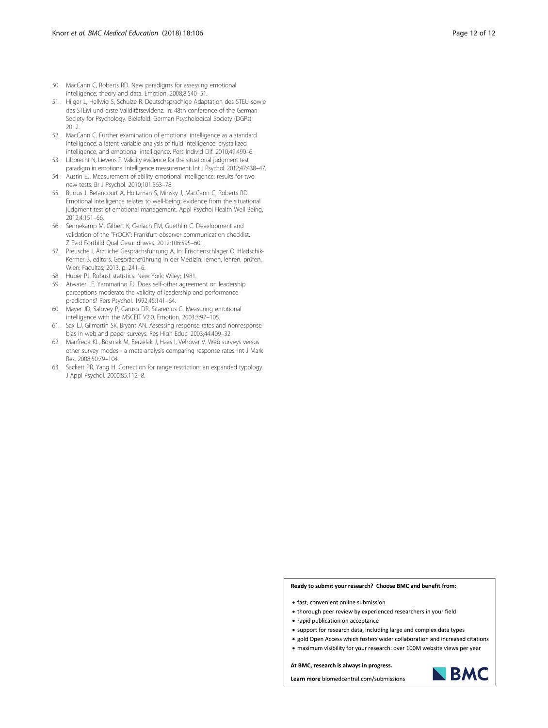50. MacCann C, Roberts RD. New paradigms for assessing emotional intelligence: theory and data. Emotion. 2008;8:540–51.
51. Hilger L, Hellwig S, Schulze R. Deutschsprachige Adaptation des STEU sowie des STEM und erste Validitätsevidenz. In: 48th conference of the German Society for Psychology. Bielefeld: German Psychological Society (DGPs); 2012.
52. MacCann C. Further examination of emotional intelligence as a standard intelligence: a latent variable analysis of fluid intelligence, crystallized intelligence, and emotional intelligence. Pers Individ Dif. 2010;49:490–6.
53. Libbrecht N, Lievens F. Validity evidence for the situational judgment test paradigm in emotional intelligence measurement. Int J Psychol. 2012;47:438–47.
54. Austin EJ. Measurement of ability emotional intelligence: results for two new tests. Br J Psychol. 2010;101:563–78.
55. Burrus J, Betancourt A, Holtzman S, Minsky J, MacCann C, Roberts RD. Emotional intelligence relates to well-being: evidence from the situational judgment test of emotional management. Appl Psychol Health Well Being. 2012;4:151–66.
56. Sennekamp M, Gilbert K, Gerlach FM, Guethlin C. Development and validation of the "FrOCK": Frankfurt observer communication checklist. Z Evid Fortbild Qual Gesundhwes. 2012;106:595–601.
57. Preusche I. Ärztliche Gesprächsführung A. In: Frischenschlager O, Hladschik-Kermer B, editors. Gesprächsführung in der Medizin: lernen, lehren, prüfen. Wien: Facultas; 2013. p. 241–6.
58. Huber PJ. Robust statistics. New York: Wiley; 1981.
59. Atwater LE, Yammarino FJ. Does self-other agreement on leadership perceptions moderate the validity of leadership and performance predictions? Pers Psychol. 1992;45:141–64.
60. Mayer JD, Salovey P, Caruso DR, Sitarenios G. Measuring emotional intelligence with the MSCEIT V2.0. Emotion. 2003;3:97–105.
61. Sax LJ, Gilmartin SK, Bryant AN. Assessing response rates and nonresponse bias in web and paper surveys. Res High Educ. 2003;44:409–32.
62. Manfreda KL, Bosniak M, Berzelak J, Haas I, Vehovar V. Web surveys versus other survey modes - a meta-analysis comparing response rates. Int J Mark Res. 2008;50:79–104.
63. Sackett PR, Yang H. Correction for range restriction: an expanded typology. J Appl Psychol. 2000;85:112–8.

**Ready to submit your research? Choose BMC and benefit from:**

- fast, convenient online submission
- thorough peer review by experienced researchers in your field
- rapid publication on acceptance
- support for research data, including large and complex data types
- gold Open Access which fosters wider collaboration and increased citations
- maximum visibility for your research: over 100M website views per year

**At BMC, research is always in progress.**

**Learn more** biomedcentral.com/submissions

BMC